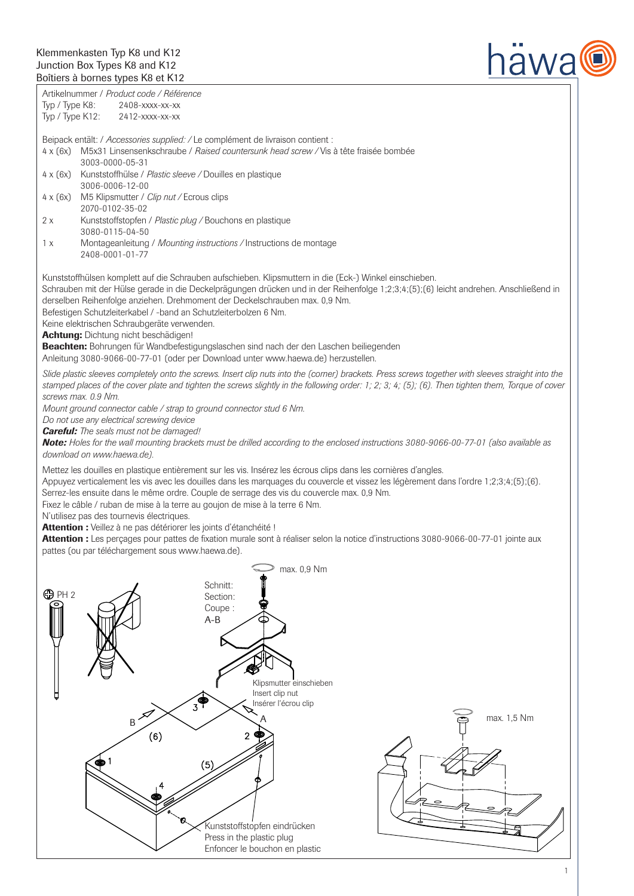# Klemmenkasten Typ K8 und K12
# Junction Box Types K8 and K12
# Boîtiers à bornes types K8 et K12

Artikelnummer / *Product code / Référence*
Typ / Type K8: 2408-xxxx-xx-xx
Typ / Type K12: 2412-xxxx-xx-xx

Beipack entält: / *Accessories supplied: /* Le complément de livraison contient :

- 4 x (6x) M5x31 Linsensenkschraube / *Raised countersunk head screw /* Vis à tête fraisée bombée
  3003-0000-05-31
- 4 x (6x) Kunststoffhülse / *Plastic sleeve /* Douilles en plastique
  3006-0006-12-00
- 4 x (6x) M5 Klipsmutter / *Clip nut /* Ecrous clips
  2070-0102-35-02
- 2 x Kunststoffstopfen / *Plastic plug /* Bouchons en plastique
  3080-0115-04-50
- 1 x Montageanleitung / *Mounting instructions /* Instructions de montage
  2408-0001-01-77

Kunststoffhülsen komplett auf die Schrauben aufschieben. Klipsmuttern in die (Eck-) Winkel einschieben.
Schrauben mit der Hülse gerade in die Deckelprägungen drücken und in der Reihenfolge 1;2;3;4;(5);(6) leicht andrehen. Anschließend in derselben Reihenfolge anziehen. Drehmoment der Deckelschrauben max. 0,9 Nm.
Befestigen Schutzleiterkabel / -band an Schutzleiterbolzen 6 Nm.
Keine elektrischen Schraubgeräte verwenden.
**Achtung:** Dichtung nicht beschädigen!
**Beachten:** Bohrungen für Wandbefestigungslaschen sind nach der den Laschen beiliegenden Anleitung 3080-9066-00-77-01 (oder per Download unter www.haewa.de) herzustellen.

*Slide plastic sleeves completely onto the screws. Insert clip nuts into the (corner) brackets. Press screws together with sleeves straight into the stamped places of the cover plate and tighten the screws slightly in the following order: 1; 2; 3; 4; (5); (6). Then tighten them, Torque of cover screws max. 0.9 Nm.*
*Mount ground connector cable / strap to ground connector stud 6 Nm.*
*Do not use any electrical screwing device*
***Careful:** The seals must not be damaged!*
***Note:** Holes for the wall mounting brackets must be drilled according to the enclosed instructions 3080-9066-00-77-01 (also available as download on www.haewa.de).*

Mettez les douilles en plastique entièrement sur les vis. Insérez les écrous clips dans les cornières d'angles.
Appuyez verticalement les vis avec les douilles dans les marquages du couvercle et vissez les légèrement dans l'ordre 1;2;3;4;(5);(6).
Serrez-les ensuite dans le même ordre. Couple de serrage des vis du couvercle max. 0,9 Nm.
Fixez le câble / ruban de mise à la terre au goujon de mise à la terre 6 Nm.
N'utilisez pas des tournevis électriques.
**Attention :** Veillez à ne pas détériorer les joints d'étanchéité !
**Attention :** Les perçages pour pattes de fixation murale sont à réaliser selon la notice d'instructions 3080-9066-00-77-01 jointe aux pattes (ou par téléchargement sous www.haewa.de).

PH 2

max. 0,9 Nm

Schnitt:
Section:
Coupe :
A-B

Klipsmutter einschieben
Insert clip nut
Insérer l'écrou clip

max. 1,5 Nm

Kunststoffstopfen eindrücken
Press in the plastic plug
Enfoncer le bouchon en plastic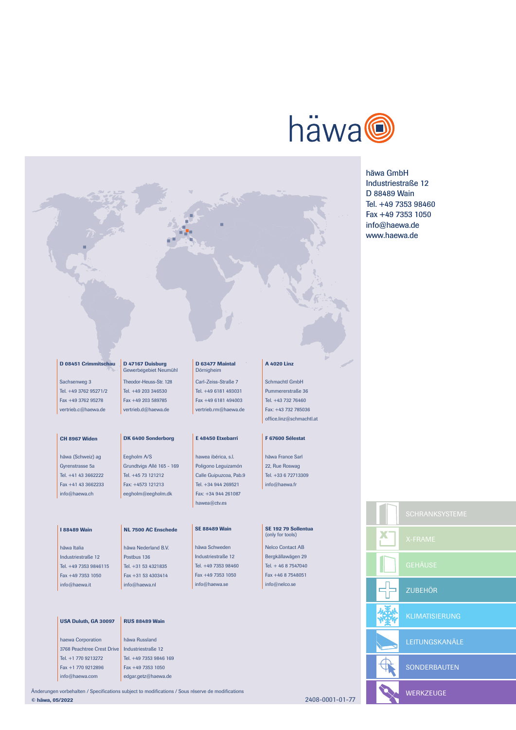häwa

häwa GmbH
Industriestraße 12
D 88489 Wain
Tel. +49 7353 98460
Fax +49 7353 1050
info@haewa.de
www.haewa.de

**D 08451 Crimmitschau**

Sachsenweg 3
Tel. +49 3762 95271/2
Fax +49 3762 95278
vertrieb.c@haewa.de

**D 47167 Duisburg**
Gewerbegebiet Neumühl

Theodor-Heuss-Str. 128
Tel. +49 203 346530
Fax +49 203 589785
vertrieb.d@haewa.de

**D 63477 Maintal**
Dörnigheim

Carl-Zeiss-Straße 7
Tel. +49 6181 493031
Fax +49 6181 494003
vertrieb.rm@haewa.de

**A 4020 Linz**

Schmachtl GmbH
Pummererstraße 36
Tel. +43 732 76460
Fax: +43 732 785036
office.linz@schmachtl.at

**CH 8967 Widen**

häwa (Schweiz) ag
Gyrenstrasse 5a
Tel. +41 43 3662222
Fax +41 43 3662233
info@haewa.ch

**DK 6400 Sonderborg**

Eegholm A/S
Grundtvigs Allé 165 - 169
Tel. +45 73 121212
Fax: +4573 121213
eegholm@eegholm.dk

**E 48450 Etxebarri**

hawea ibérica, s.l.
Poligono Leguizamón
Calle Guipuzcoa, Pab.9
Tel. +34 944 269521
Fax: +34 944 261087
hawea@ctv.es

**F 67600 Sélestat**

häwa France Sarl
22, Rue Roswag
Tel. +33 6 72713309
info@haewa.fr

**I 88489 Wain**

häwa Italia
Industriestraße 12
Tel. +49 7353 9846115
Fax +49 7353 1050
info@haewa.it

**NL 7500 AC Enschede**

häwa Nederland B.V.
Postbus 136
Tel. +31 53 4321835
Fax +31 53 4303414
info@haewa.nl

**SE 88489 Wain**

häwa Schweden
Industriestraße 12
Tel. +49 7353 98460
Fax +49 7353 1050
info@haewa.se

**SE 192 79 Sollentua**
(only for tools)

Nelco Contact AB
Bergkällawägen 29
Tel. + 46 8 7547040
Fax +46 8 7548051
info@nelco.se

**USA Duluth, GA 30097**

haewa Corporation
3768 Peachtree Crest Drive
Tel. +1 770 9213272
Fax +1 770 9212896
info@haewa.com

**RUS 88489 Wain**

häwa Russland
Industriestraße 12
Tel. +49 7353 9846 169
Fax +49 7353 1050
edgar.getz@haewa.de

- SCHRANKSYSTEME
- X-FRAME
- GEHÄUSE
- ZUBEHÖR
- KLIMATISIERUNG
- LEITUNGSKANÄLE
- SONDERBAUTEN
- WERKZEUGE

Änderungen vorbehalten / Specifications subject to modifications / Sous réserve de modifications

**© häwa, 05/2022**

2408-0001-01-77